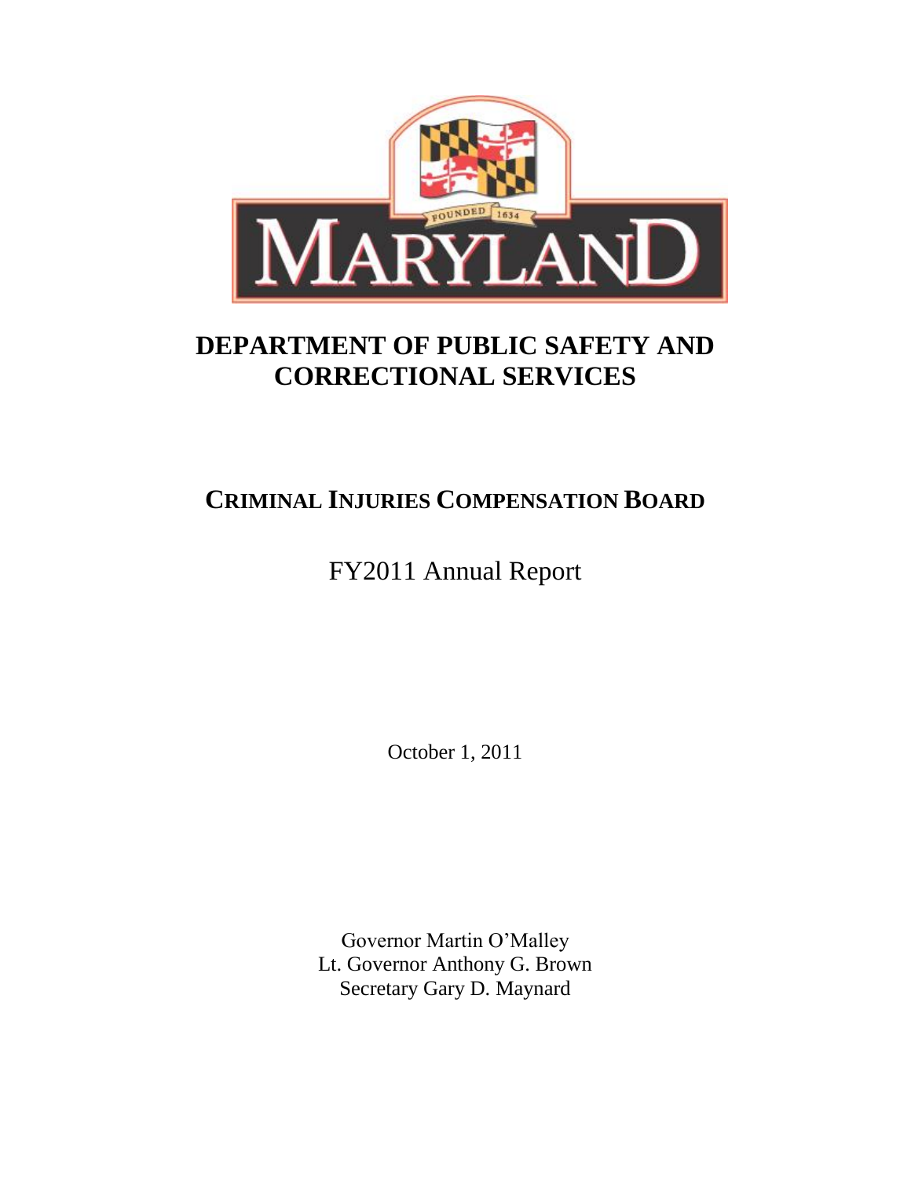# DEPARTMENT OF PUBLIC SAFETY AND CORRECTIONAL SERVICES

## CRIMINAL INJURIES COMPENSATION BOARD

FY2011 Annual Report

October 1, 2011

Governor Martin O'Malley
Lt. Governor Anthony G. Brown
Secretary Gary D. Maynard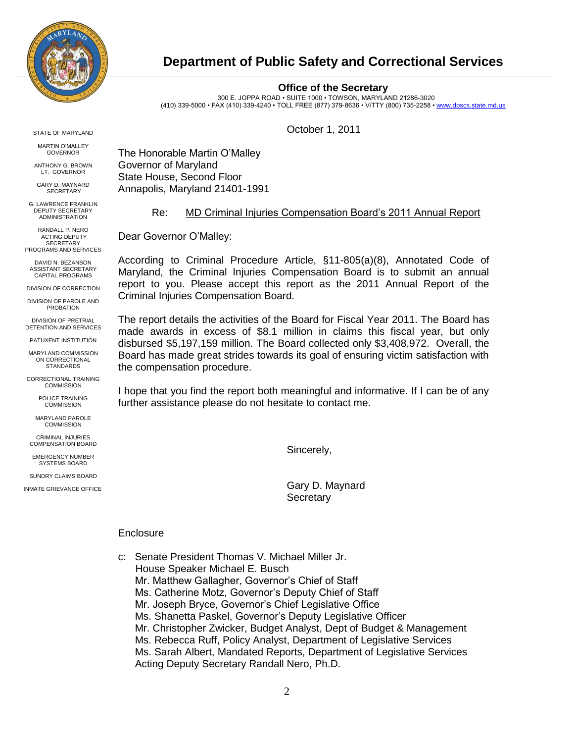# Department of Public Safety and Correctional Services

**Office of the Secretary**

300 E. JOPPA ROAD • SUITE 1000 • TOWSON, MARYLAND 21286-3020
(410) 339-5000 • FAX (410) 339-4240 • TOLL FREE (877) 379-8636 • V/TTY (800) 735-2258 • www.dpscs.state.md.us

STATE OF MARYLAND

MARTIN O'MALLEY
GOVERNOR

ANTHONY G. BROWN
LT. GOVERNOR

GARY D. MAYNARD
SECRETARY

G. LAWRENCE FRANKLIN
DEPUTY SECRETARY
ADMINISTRATION

RANDALL P. NERO
ACTING DEPUTY SECRETARY
PROGRAMS AND SERVICES

DAVID N. BEZANSON
ASSISTANT SECRETARY
CAPITAL PROGRAMS

DIVISION OF CORRECTION

DIVISION OF PAROLE AND PROBATION

DIVISION OF PRETRIAL DETENTION AND SERVICES

PATUXENT INSTITUTION

MARYLAND COMMISSION ON CORRECTIONAL STANDARDS

CORRECTIONAL TRAINING COMMISSION

POLICE TRAINING COMMISSION

MARYLAND PAROLE COMMISSION

CRIMINAL INJURIES COMPENSATION BOARD

EMERGENCY NUMBER SYSTEMS BOARD

SUNDRY CLAIMS BOARD

INMATE GRIEVANCE OFFICE

October 1, 2011

The Honorable Martin O'Malley
Governor of Maryland
State House, Second Floor
Annapolis, Maryland 21401-1991

Re: MD Criminal Injuries Compensation Board's 2011 Annual Report

Dear Governor O'Malley:

According to Criminal Procedure Article, §11-805(a)(8), Annotated Code of Maryland, the Criminal Injuries Compensation Board is to submit an annual report to you. Please accept this report as the 2011 Annual Report of the Criminal Injuries Compensation Board.

The report details the activities of the Board for Fiscal Year 2011. The Board has made awards in excess of $8.1 million in claims this fiscal year, but only disbursed $5,197,159 million. The Board collected only $3,408,972. Overall, the Board has made great strides towards its goal of ensuring victim satisfaction with the compensation procedure.

I hope that you find the report both meaningful and informative. If I can be of any further assistance please do not hesitate to contact me.

Sincerely,

Gary D. Maynard
Secretary

Enclosure

c: Senate President Thomas V. Michael Miller Jr.
House Speaker Michael E. Busch
Mr. Matthew Gallagher, Governor's Chief of Staff
Ms. Catherine Motz, Governor's Deputy Chief of Staff
Mr. Joseph Bryce, Governor's Chief Legislative Office
Ms. Shanetta Paskel, Governor's Deputy Legislative Officer
Mr. Christopher Zwicker, Budget Analyst, Dept of Budget & Management
Ms. Rebecca Ruff, Policy Analyst, Department of Legislative Services
Ms. Sarah Albert, Mandated Reports, Department of Legislative Services
Acting Deputy Secretary Randall Nero, Ph.D.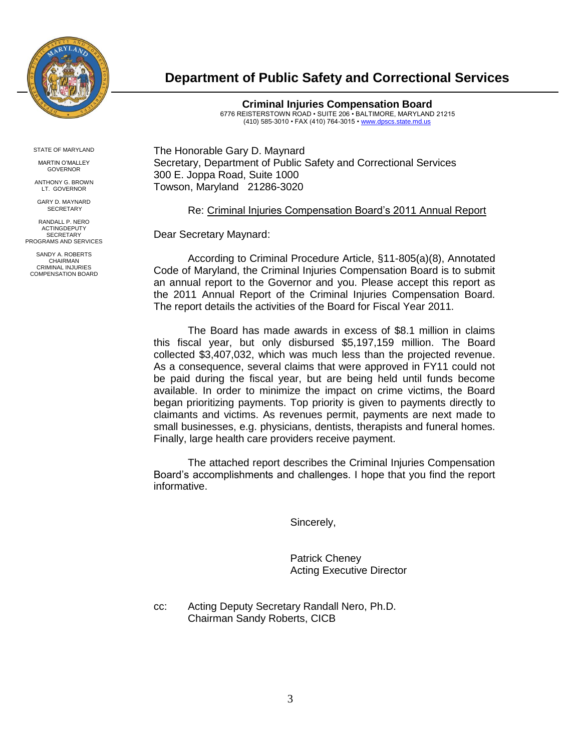# Department of Public Safety and Correctional Services

**Criminal Injuries Compensation Board**
6776 REISTERSTOWN ROAD • SUITE 206 • BALTIMORE, MARYLAND 21215
(410) 585-3010 • FAX (410) 764-3015 • www.dpscs.state.md.us

STATE OF MARYLAND

MARTIN O'MALLEY
GOVERNOR

ANTHONY G. BROWN
LT. GOVERNOR

GARY D. MAYNARD
SECRETARY

RANDALL P. NERO
ACTINGDEPUTY
SECRETARY
PROGRAMS AND SERVICES

SANDY A. ROBERTS
CHAIRMAN
CRIMINAL INJURIES
COMPENSATION BOARD

The Honorable Gary D. Maynard
Secretary, Department of Public Safety and Correctional Services
300 E. Joppa Road, Suite 1000
Towson, Maryland 21286-3020

Re: Criminal Injuries Compensation Board's 2011 Annual Report

Dear Secretary Maynard:

According to Criminal Procedure Article, §11-805(a)(8), Annotated Code of Maryland, the Criminal Injuries Compensation Board is to submit an annual report to the Governor and you. Please accept this report as the 2011 Annual Report of the Criminal Injuries Compensation Board. The report details the activities of the Board for Fiscal Year 2011.

The Board has made awards in excess of $8.1 million in claims this fiscal year, but only disbursed $5,197,159 million. The Board collected $3,407,032, which was much less than the projected revenue. As a consequence, several claims that were approved in FY11 could not be paid during the fiscal year, but are being held until funds become available. In order to minimize the impact on crime victims, the Board began prioritizing payments. Top priority is given to payments directly to claimants and victims. As revenues permit, payments are next made to small businesses, e.g. physicians, dentists, therapists and funeral homes. Finally, large health care providers receive payment.

The attached report describes the Criminal Injuries Compensation Board's accomplishments and challenges. I hope that you find the report informative.

Sincerely,

Patrick Cheney
Acting Executive Director

cc: Acting Deputy Secretary Randall Nero, Ph.D.
Chairman Sandy Roberts, CICB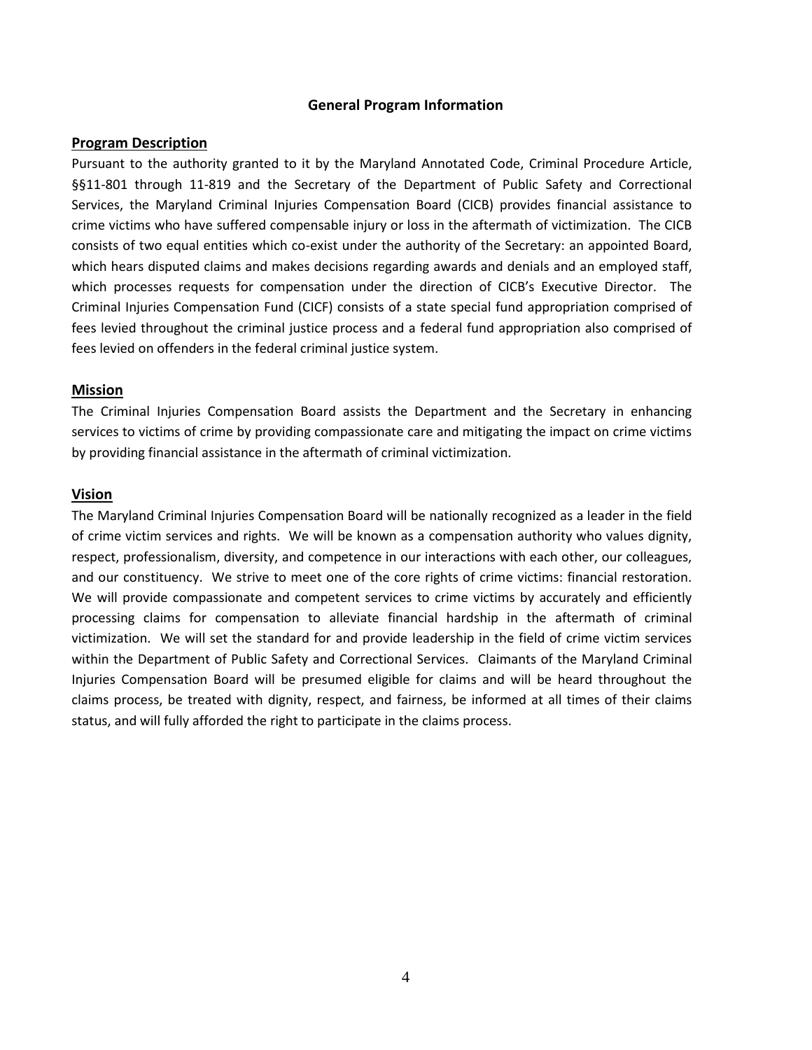# General Program Information

## Program Description

Pursuant to the authority granted to it by the Maryland Annotated Code, Criminal Procedure Article, §§11-801 through 11-819 and the Secretary of the Department of Public Safety and Correctional Services, the Maryland Criminal Injuries Compensation Board (CICB) provides financial assistance to crime victims who have suffered compensable injury or loss in the aftermath of victimization. The CICB consists of two equal entities which co-exist under the authority of the Secretary: an appointed Board, which hears disputed claims and makes decisions regarding awards and denials and an employed staff, which processes requests for compensation under the direction of CICB's Executive Director. The Criminal Injuries Compensation Fund (CICF) consists of a state special fund appropriation comprised of fees levied throughout the criminal justice process and a federal fund appropriation also comprised of fees levied on offenders in the federal criminal justice system.

## Mission

The Criminal Injuries Compensation Board assists the Department and the Secretary in enhancing services to victims of crime by providing compassionate care and mitigating the impact on crime victims by providing financial assistance in the aftermath of criminal victimization.

## Vision

The Maryland Criminal Injuries Compensation Board will be nationally recognized as a leader in the field of crime victim services and rights. We will be known as a compensation authority who values dignity, respect, professionalism, diversity, and competence in our interactions with each other, our colleagues, and our constituency. We strive to meet one of the core rights of crime victims: financial restoration. We will provide compassionate and competent services to crime victims by accurately and efficiently processing claims for compensation to alleviate financial hardship in the aftermath of criminal victimization. We will set the standard for and provide leadership in the field of crime victim services within the Department of Public Safety and Correctional Services. Claimants of the Maryland Criminal Injuries Compensation Board will be presumed eligible for claims and will be heard throughout the claims process, be treated with dignity, respect, and fairness, be informed at all times of their claims status, and will fully afforded the right to participate in the claims process.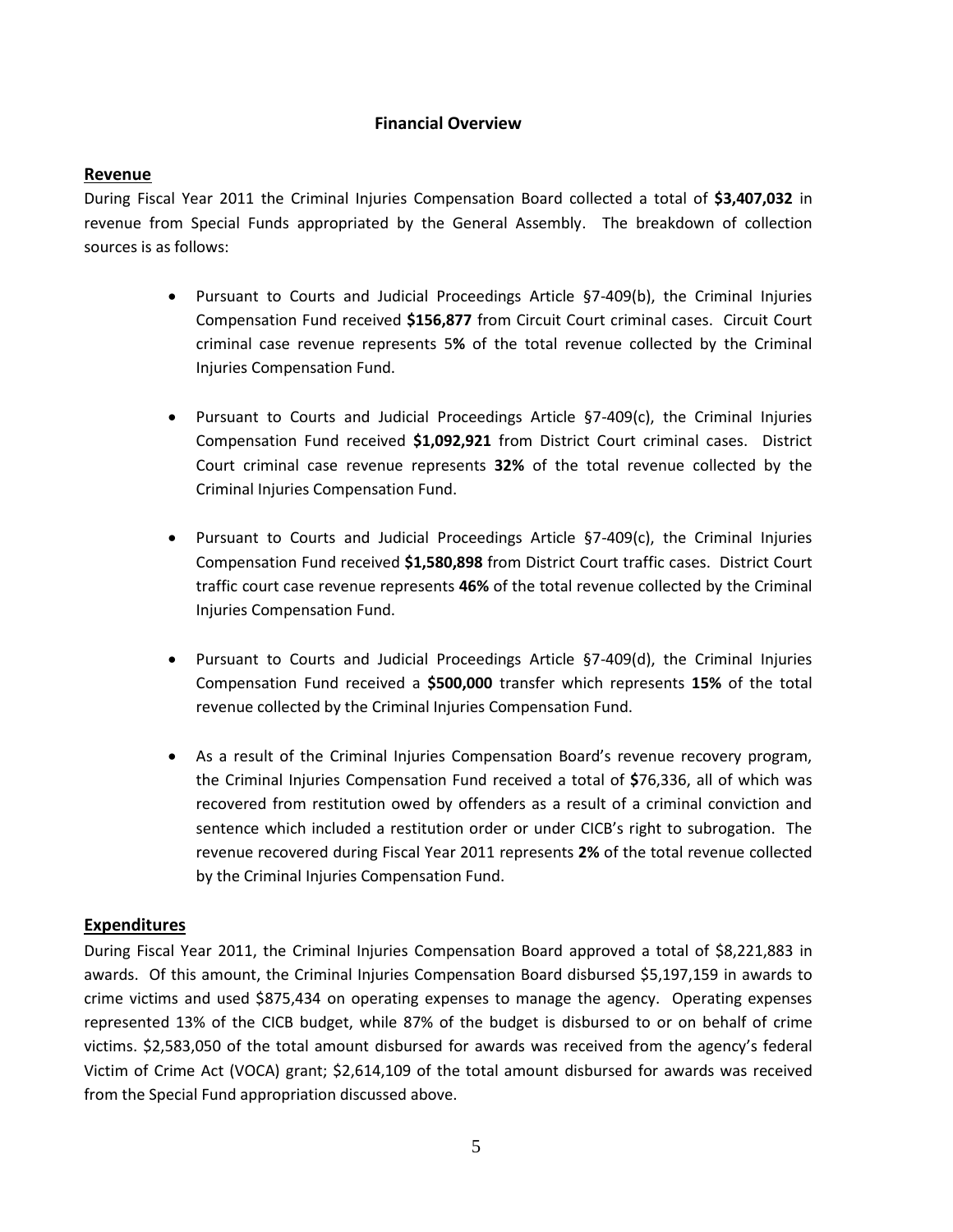## Financial Overview

### Revenue

During Fiscal Year 2011 the Criminal Injuries Compensation Board collected a total of **$3,407,032** in revenue from Special Funds appropriated by the General Assembly. The breakdown of collection sources is as follows:

- Pursuant to Courts and Judicial Proceedings Article §7-409(b), the Criminal Injuries Compensation Fund received **$156,877** from Circuit Court criminal cases. Circuit Court criminal case revenue represents 5**%** of the total revenue collected by the Criminal Injuries Compensation Fund.
- Pursuant to Courts and Judicial Proceedings Article §7-409(c), the Criminal Injuries Compensation Fund received **$1,092,921** from District Court criminal cases. District Court criminal case revenue represents **32%** of the total revenue collected by the Criminal Injuries Compensation Fund.
- Pursuant to Courts and Judicial Proceedings Article §7-409(c), the Criminal Injuries Compensation Fund received **$1,580,898** from District Court traffic cases. District Court traffic court case revenue represents **46%** of the total revenue collected by the Criminal Injuries Compensation Fund.
- Pursuant to Courts and Judicial Proceedings Article §7-409(d), the Criminal Injuries Compensation Fund received a **$500,000** transfer which represents **15%** of the total revenue collected by the Criminal Injuries Compensation Fund.
- As a result of the Criminal Injuries Compensation Board's revenue recovery program, the Criminal Injuries Compensation Fund received a total of **$**76,336, all of which was recovered from restitution owed by offenders as a result of a criminal conviction and sentence which included a restitution order or under CICB's right to subrogation. The revenue recovered during Fiscal Year 2011 represents **2%** of the total revenue collected by the Criminal Injuries Compensation Fund.

### Expenditures

During Fiscal Year 2011, the Criminal Injuries Compensation Board approved a total of $8,221,883 in awards. Of this amount, the Criminal Injuries Compensation Board disbursed $5,197,159 in awards to crime victims and used $875,434 on operating expenses to manage the agency. Operating expenses represented 13% of the CICB budget, while 87% of the budget is disbursed to or on behalf of crime victims. $2,583,050 of the total amount disbursed for awards was received from the agency's federal Victim of Crime Act (VOCA) grant; $2,614,109 of the total amount disbursed for awards was received from the Special Fund appropriation discussed above.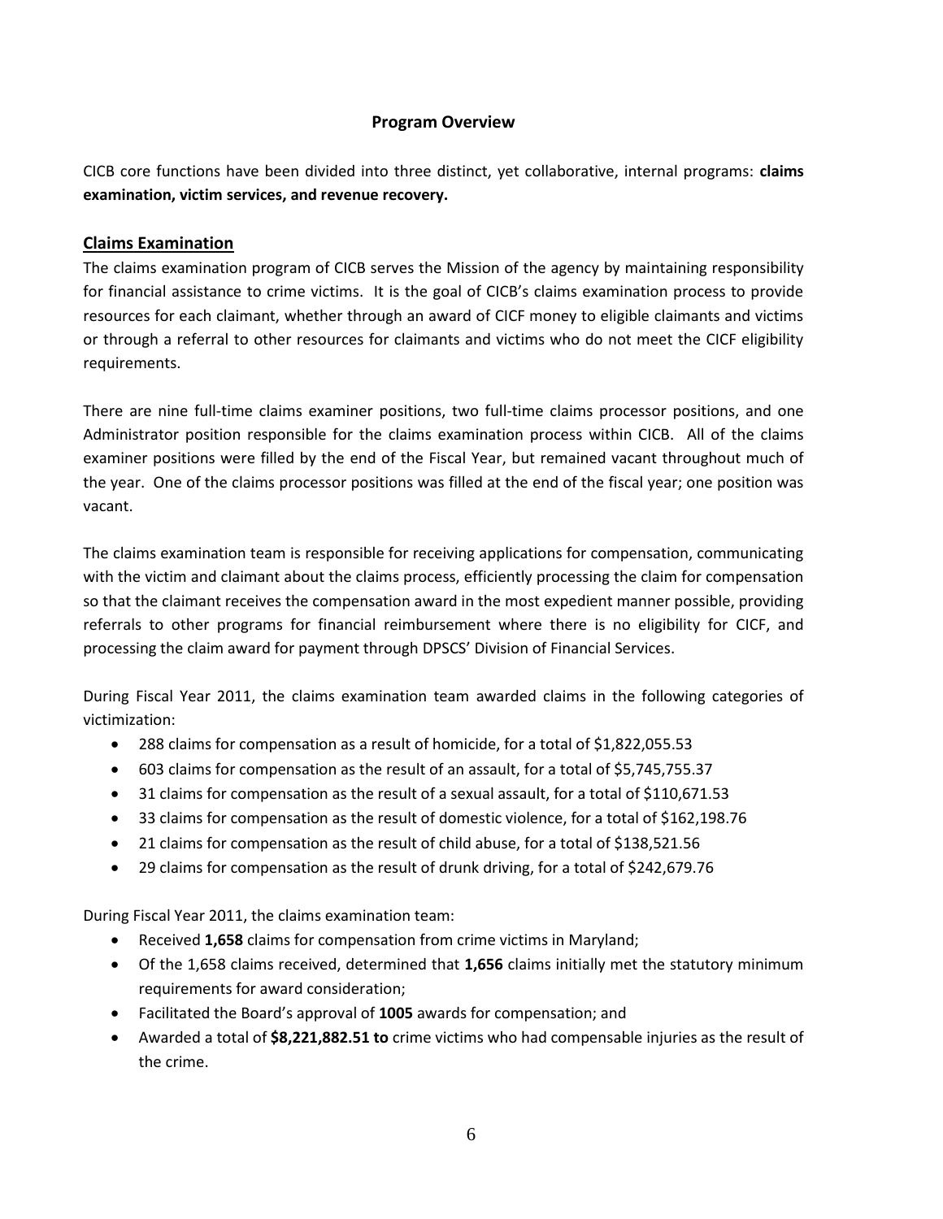## Program Overview

CICB core functions have been divided into three distinct, yet collaborative, internal programs: **claims examination, victim services, and revenue recovery.**

### Claims Examination

The claims examination program of CICB serves the Mission of the agency by maintaining responsibility for financial assistance to crime victims. It is the goal of CICB's claims examination process to provide resources for each claimant, whether through an award of CICF money to eligible claimants and victims or through a referral to other resources for claimants and victims who do not meet the CICF eligibility requirements.

There are nine full-time claims examiner positions, two full-time claims processor positions, and one Administrator position responsible for the claims examination process within CICB. All of the claims examiner positions were filled by the end of the Fiscal Year, but remained vacant throughout much of the year. One of the claims processor positions was filled at the end of the fiscal year; one position was vacant.

The claims examination team is responsible for receiving applications for compensation, communicating with the victim and claimant about the claims process, efficiently processing the claim for compensation so that the claimant receives the compensation award in the most expedient manner possible, providing referrals to other programs for financial reimbursement where there is no eligibility for CICF, and processing the claim award for payment through DPSCS' Division of Financial Services.

During Fiscal Year 2011, the claims examination team awarded claims in the following categories of victimization:

- 288 claims for compensation as a result of homicide, for a total of $1,822,055.53
- 603 claims for compensation as the result of an assault, for a total of $5,745,755.37
- 31 claims for compensation as the result of a sexual assault, for a total of $110,671.53
- 33 claims for compensation as the result of domestic violence, for a total of $162,198.76
- 21 claims for compensation as the result of child abuse, for a total of $138,521.56
- 29 claims for compensation as the result of drunk driving, for a total of $242,679.76

During Fiscal Year 2011, the claims examination team:

- Received **1,658** claims for compensation from crime victims in Maryland;
- Of the 1,658 claims received, determined that **1,656** claims initially met the statutory minimum requirements for award consideration;
- Facilitated the Board's approval of **1005** awards for compensation; and
- Awarded a total of **$8,221,882.51 to** crime victims who had compensable injuries as the result of the crime.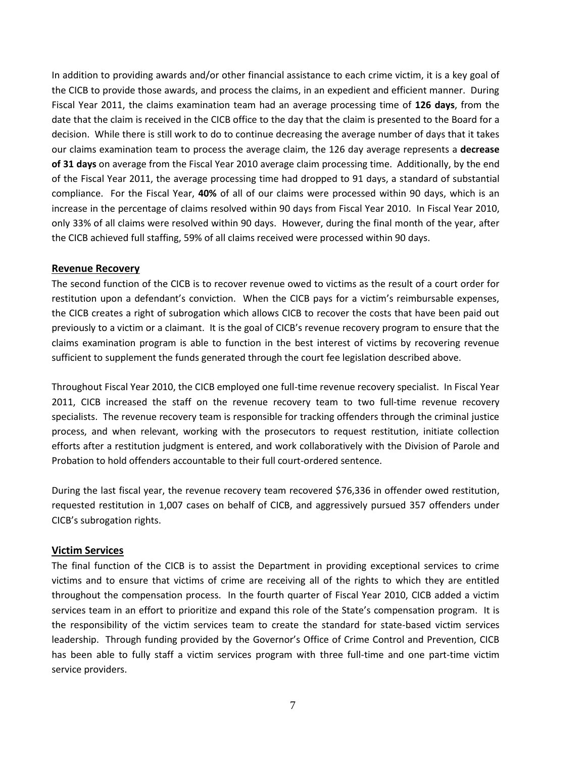In addition to providing awards and/or other financial assistance to each crime victim, it is a key goal of the CICB to provide those awards, and process the claims, in an expedient and efficient manner. During Fiscal Year 2011, the claims examination team had an average processing time of **126 days**, from the date that the claim is received in the CICB office to the day that the claim is presented to the Board for a decision. While there is still work to do to continue decreasing the average number of days that it takes our claims examination team to process the average claim, the 126 day average represents a **decrease of 31 days** on average from the Fiscal Year 2010 average claim processing time. Additionally, by the end of the Fiscal Year 2011, the average processing time had dropped to 91 days, a standard of substantial compliance. For the Fiscal Year, **40%** of all of our claims were processed within 90 days, which is an increase in the percentage of claims resolved within 90 days from Fiscal Year 2010. In Fiscal Year 2010, only 33% of all claims were resolved within 90 days. However, during the final month of the year, after the CICB achieved full staffing, 59% of all claims received were processed within 90 days.

## Revenue Recovery

The second function of the CICB is to recover revenue owed to victims as the result of a court order for restitution upon a defendant's conviction. When the CICB pays for a victim's reimbursable expenses, the CICB creates a right of subrogation which allows CICB to recover the costs that have been paid out previously to a victim or a claimant. It is the goal of CICB's revenue recovery program to ensure that the claims examination program is able to function in the best interest of victims by recovering revenue sufficient to supplement the funds generated through the court fee legislation described above.

Throughout Fiscal Year 2010, the CICB employed one full-time revenue recovery specialist. In Fiscal Year 2011, CICB increased the staff on the revenue recovery team to two full-time revenue recovery specialists. The revenue recovery team is responsible for tracking offenders through the criminal justice process, and when relevant, working with the prosecutors to request restitution, initiate collection efforts after a restitution judgment is entered, and work collaboratively with the Division of Parole and Probation to hold offenders accountable to their full court-ordered sentence.

During the last fiscal year, the revenue recovery team recovered $76,336 in offender owed restitution, requested restitution in 1,007 cases on behalf of CICB, and aggressively pursued 357 offenders under CICB's subrogation rights.

## Victim Services

The final function of the CICB is to assist the Department in providing exceptional services to crime victims and to ensure that victims of crime are receiving all of the rights to which they are entitled throughout the compensation process. In the fourth quarter of Fiscal Year 2010, CICB added a victim services team in an effort to prioritize and expand this role of the State's compensation program. It is the responsibility of the victim services team to create the standard for state-based victim services leadership. Through funding provided by the Governor's Office of Crime Control and Prevention, CICB has been able to fully staff a victim services program with three full-time and one part-time victim service providers.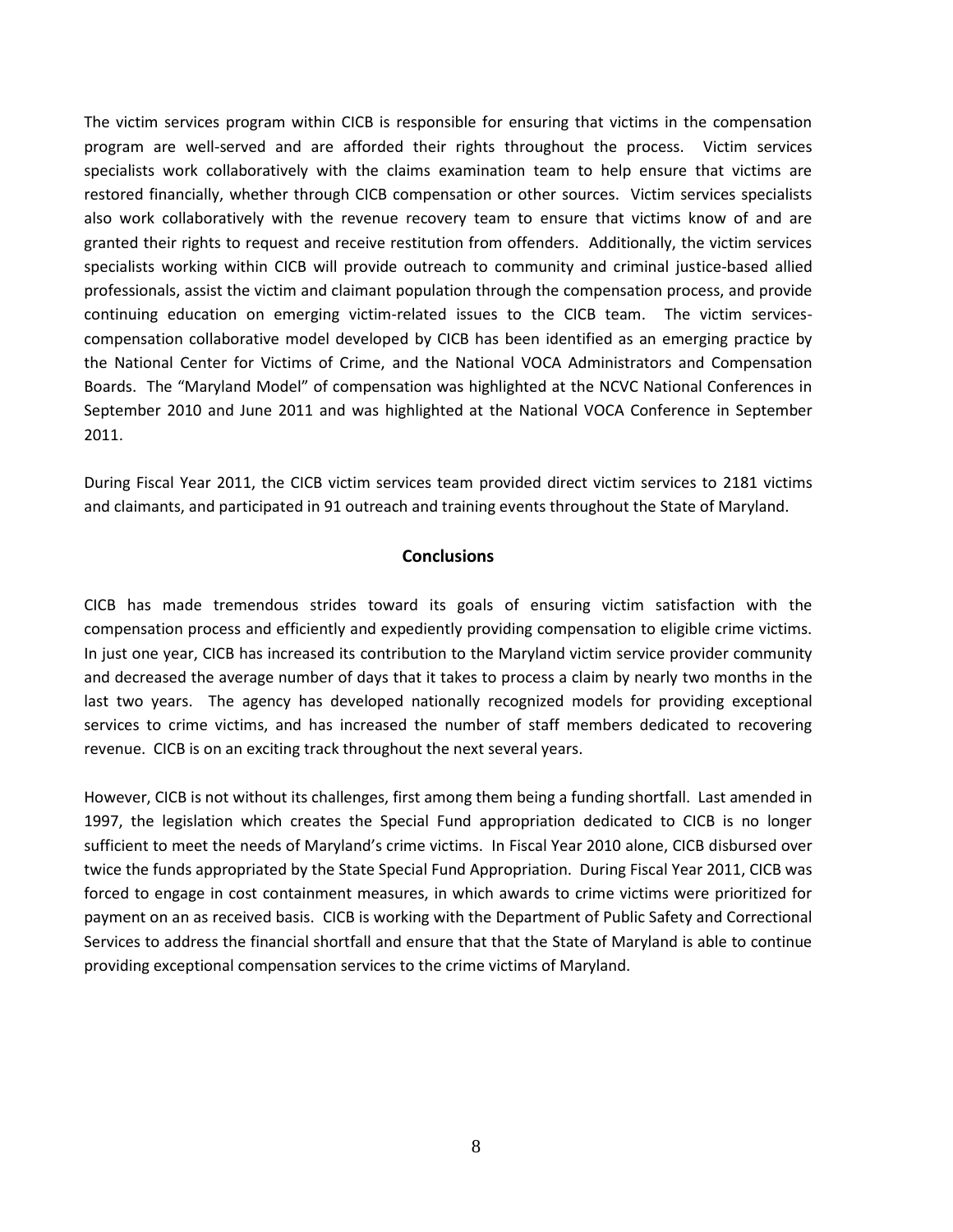The victim services program within CICB is responsible for ensuring that victims in the compensation program are well-served and are afforded their rights throughout the process. Victim services specialists work collaboratively with the claims examination team to help ensure that victims are restored financially, whether through CICB compensation or other sources. Victim services specialists also work collaboratively with the revenue recovery team to ensure that victims know of and are granted their rights to request and receive restitution from offenders. Additionally, the victim services specialists working within CICB will provide outreach to community and criminal justice-based allied professionals, assist the victim and claimant population through the compensation process, and provide continuing education on emerging victim-related issues to the CICB team. The victim services-compensation collaborative model developed by CICB has been identified as an emerging practice by the National Center for Victims of Crime, and the National VOCA Administrators and Compensation Boards. The "Maryland Model" of compensation was highlighted at the NCVC National Conferences in September 2010 and June 2011 and was highlighted at the National VOCA Conference in September 2011.

During Fiscal Year 2011, the CICB victim services team provided direct victim services to 2181 victims and claimants, and participated in 91 outreach and training events throughout the State of Maryland.

## Conclusions

CICB has made tremendous strides toward its goals of ensuring victim satisfaction with the compensation process and efficiently and expediently providing compensation to eligible crime victims. In just one year, CICB has increased its contribution to the Maryland victim service provider community and decreased the average number of days that it takes to process a claim by nearly two months in the last two years. The agency has developed nationally recognized models for providing exceptional services to crime victims, and has increased the number of staff members dedicated to recovering revenue. CICB is on an exciting track throughout the next several years.

However, CICB is not without its challenges, first among them being a funding shortfall. Last amended in 1997, the legislation which creates the Special Fund appropriation dedicated to CICB is no longer sufficient to meet the needs of Maryland's crime victims. In Fiscal Year 2010 alone, CICB disbursed over twice the funds appropriated by the State Special Fund Appropriation. During Fiscal Year 2011, CICB was forced to engage in cost containment measures, in which awards to crime victims were prioritized for payment on an as received basis. CICB is working with the Department of Public Safety and Correctional Services to address the financial shortfall and ensure that that the State of Maryland is able to continue providing exceptional compensation services to the crime victims of Maryland.